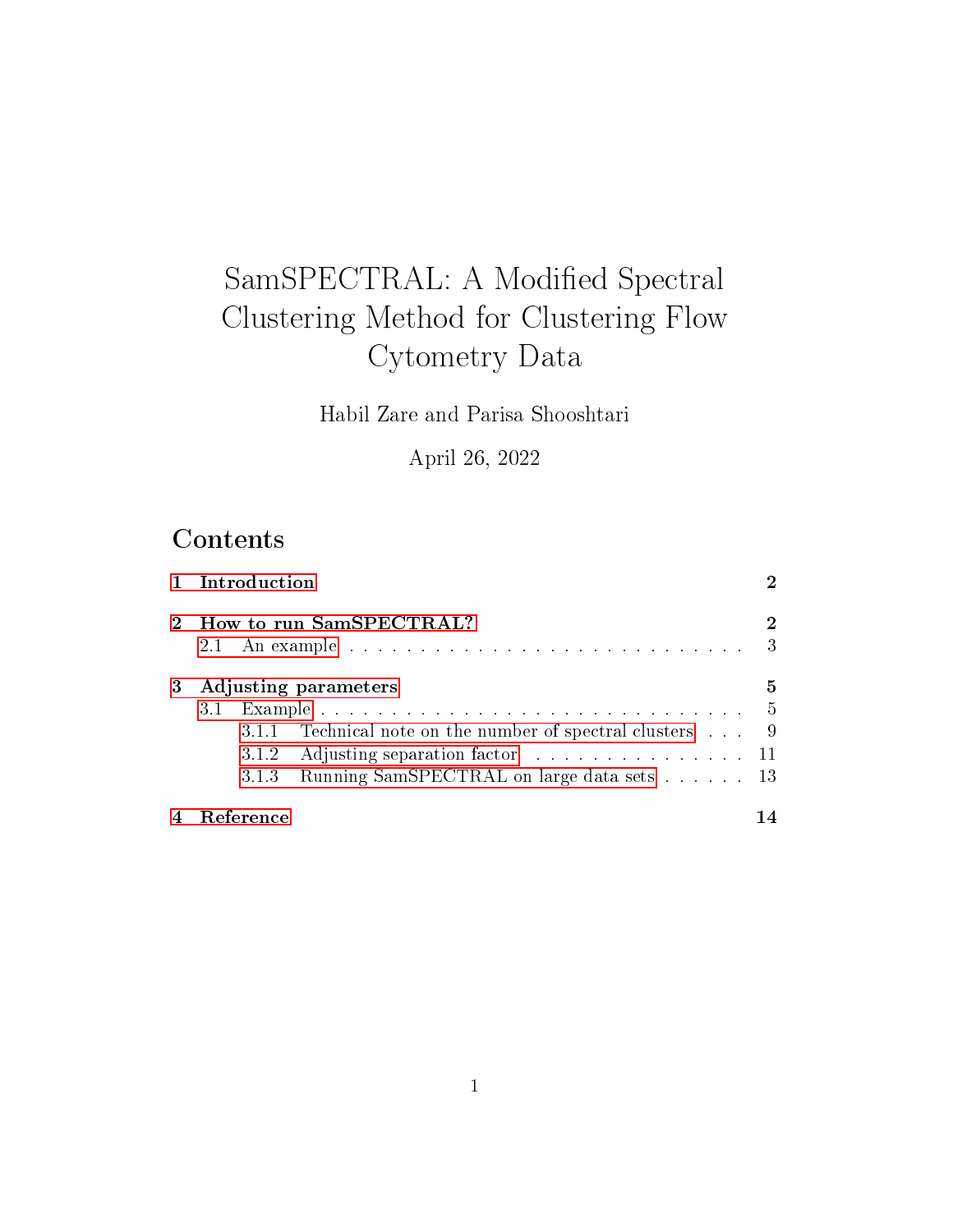# SamSPECTRAL: A Modified Spectral Clustering Method for Clustering Flow Cytometry Data

Habil Zare and Parisa Shooshtari

April 26, 2022

## Contents

- **1 Introduction** — **2**
- **2 How to run SamSPECTRAL?** — **2**
  - 2.1 An example — 3
- **3 Adjusting parameters** — **5**
  - 3.1 Example — 5
    - 3.1.1 Technical note on the number of spectral clusters — 9
    - 3.1.2 Adjusting separation factor — 11
    - 3.1.3 Running SamSPECTRAL on large data sets — 13
- **4 Reference** — **14**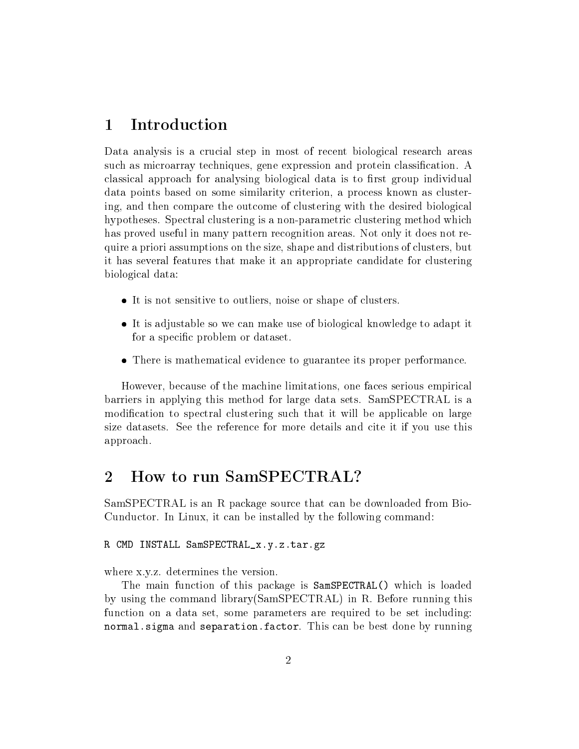# 1 Introduction

Data analysis is a crucial step in most of recent biological research areas such as microarray techniques, gene expression and protein classification. A classical approach for analysing biological data is to first group individual data points based on some similarity criterion, a process known as clustering, and then compare the outcome of clustering with the desired biological hypotheses. Spectral clustering is a non-parametric clustering method which has proved useful in many pattern recognition areas. Not only it does not require a priori assumptions on the size, shape and distributions of clusters, but it has several features that make it an appropriate candidate for clustering biological data:

- It is not sensitive to outliers, noise or shape of clusters.
- It is adjustable so we can make use of biological knowledge to adapt it for a specific problem or dataset.
- There is mathematical evidence to guarantee its proper performance.

However, because of the machine limitations, one faces serious empirical barriers in applying this method for large data sets. SamSPECTRAL is a modification to spectral clustering such that it will be applicable on large size datasets. See the reference for more details and cite it if you use this approach.

# 2 How to run SamSPECTRAL?

SamSPECTRAL is an R package source that can be downloaded from BioCunductor. In Linux, it can be installed by the following command:

```
R CMD INSTALL SamSPECTRAL_x.y.z.tar.gz
```

where x.y.z. determines the version.

The main function of this package is `SamSPECTRAL()` which is loaded by using the command library(SamSPECTRAL) in R. Before running this function on a data set, some parameters are required to be set including: `normal.sigma` and `separation.factor`. This can be best done by running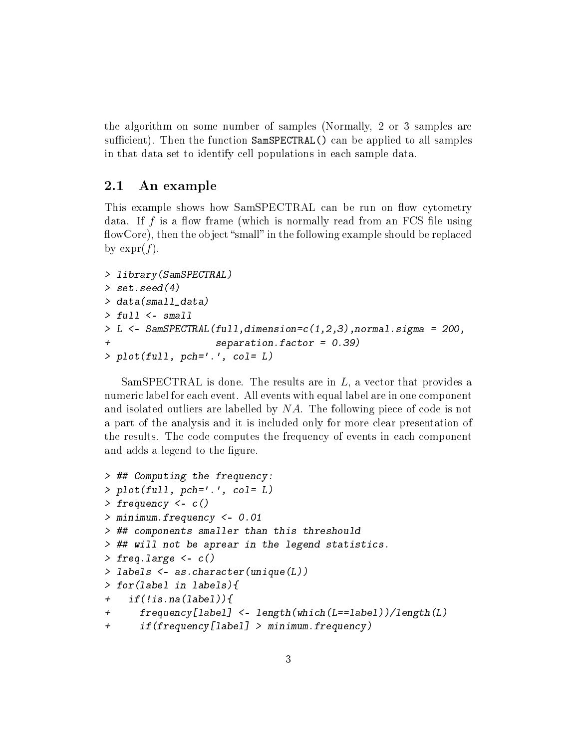the algorithm on some number of samples (Normally, 2 or 3 samples are sufficient). Then the function `SamSPECTRAL()` can be applied to all samples in that data set to identify cell populations in each sample data.

## 2.1 An example

This example shows how SamSPECTRAL can be run on flow cytometry data. If $f$ is a flow frame (which is normally read from an FCS file using flowCore), then the object "small" in the following example should be replaced by expr($f$).

```
> library(SamSPECTRAL)
> set.seed(4)
> data(small_data)
> full <- small
> L <- SamSPECTRAL(full,dimension=c(1,2,3),normal.sigma = 200,
+                   separation.factor = 0.39)
> plot(full, pch='.', col= L)
```

SamSPECTRAL is done. The results are in $L$, a vector that provides a numeric label for each event. All events with equal label are in one component and isolated outliers are labelled by $NA$. The following piece of code is not a part of the analysis and it is included only for more clear presentation of the results. The code computes the frequency of events in each component and adds a legend to the figure.

```
> ## Computing the frequency:
> plot(full, pch='.', col= L)
> frequency <- c()
> minimum.frequency <- 0.01
> ## components smaller than this threshould
> ## will not be aprear in the legend statistics.
> freq.large <- c()
> labels <- as.character(unique(L))
> for(label in labels){
+   if(!is.na(label)){
+     frequency[label] <- length(which(L==label))/length(L)
+     if(frequency[label] > minimum.frequency)
```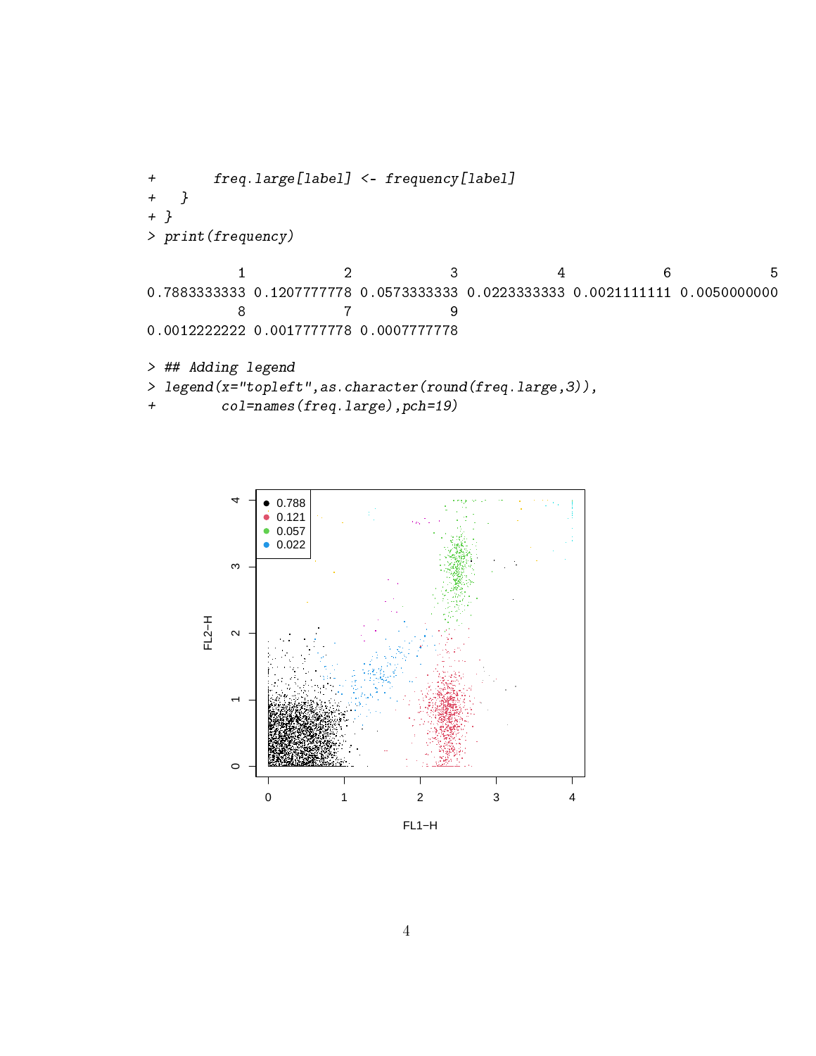```
+       freq.large[label] <- frequency[label]
+   }
+ }
> print(frequency)

           1            2            3            4            6            5 
0.7883333333 0.1207777778 0.0573333333 0.0223333333 0.0021111111 0.0050000000 
           8            7            9 
0.0012222222 0.0017777778 0.0007777778 

> ## Adding legend
> legend(x="topleft",as.character(round(freq.large,3)),
+        col=names(freq.large),pch=19)
```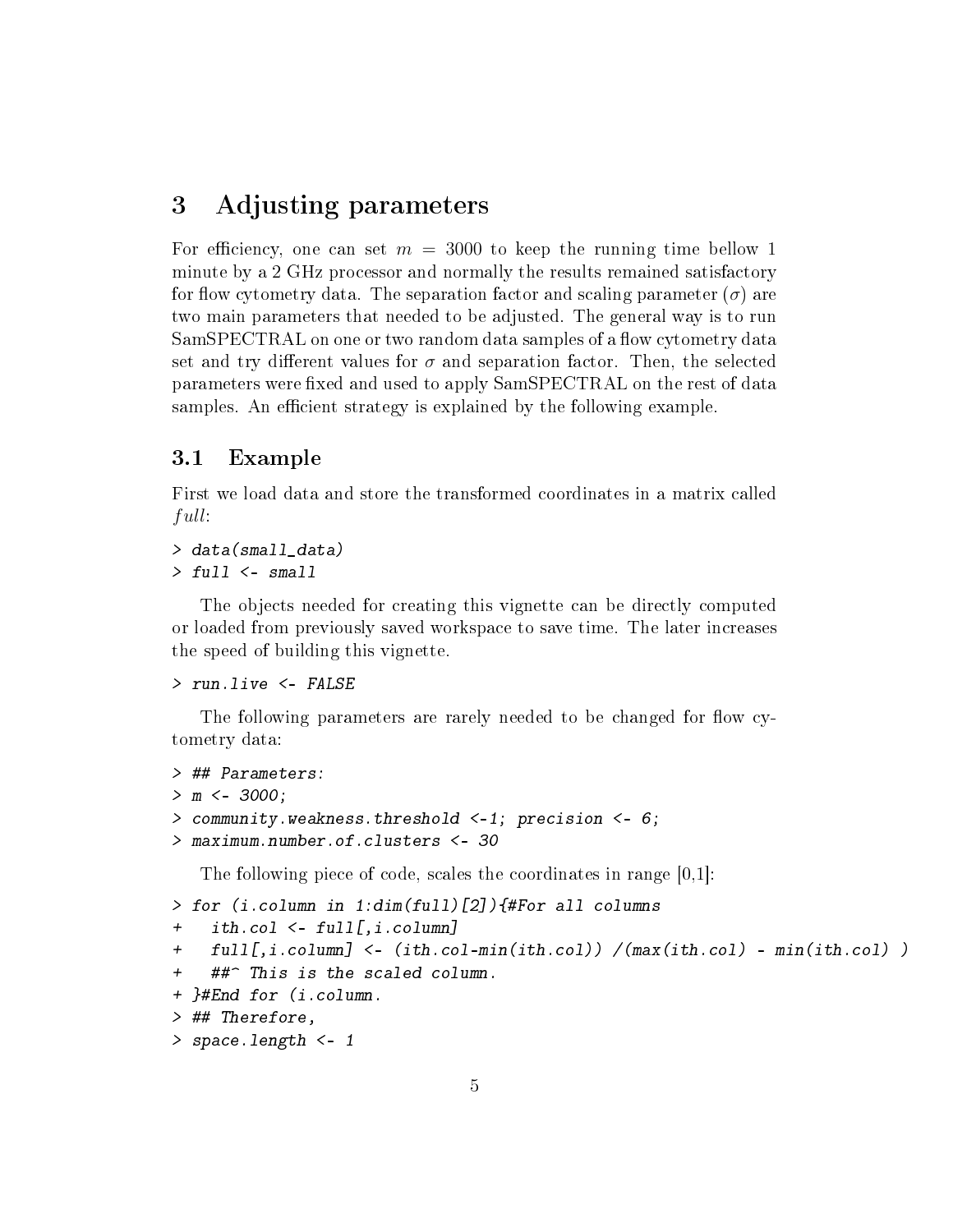# 3 Adjusting parameters

For efficiency, one can set $m = 3000$ to keep the running time bellow 1 minute by a 2 GHz processor and normally the results remained satisfactory for flow cytometry data. The separation factor and scaling parameter ($\sigma$) are two main parameters that needed to be adjusted. The general way is to run SamSPECTRAL on one or two random data samples of a flow cytometry data set and try different values for $\sigma$ and separation factor. Then, the selected parameters were fixed and used to apply SamSPECTRAL on the rest of data samples. An efficient strategy is explained by the following example.

## 3.1 Example

First we load data and store the transformed coordinates in a matrix called *full*:

```
> data(small_data)
> full <- small
```

The objects needed for creating this vignette can be directly computed or loaded from previously saved workspace to save time. The later increases the speed of building this vignette.

```
> run.live <- FALSE
```

The following parameters are rarely needed to be changed for flow cytometry data:

```
> ## Parameters:
> m <- 3000;
> community.weakness.threshold <-1; precision <- 6;
> maximum.number.of.clusters <- 30
```

The following piece of code, scales the coordinates in range [0,1]:

```
> for (i.column in 1:dim(full)[2]){#For all columns
+   ith.col <- full[,i.column]
+   full[,i.column] <- (ith.col-min(ith.col)) /(max(ith.col) - min(ith.col) )
+   ##^ This is the scaled column.
+ }#End for (i.column.
> ## Therefore,
> space.length <- 1
```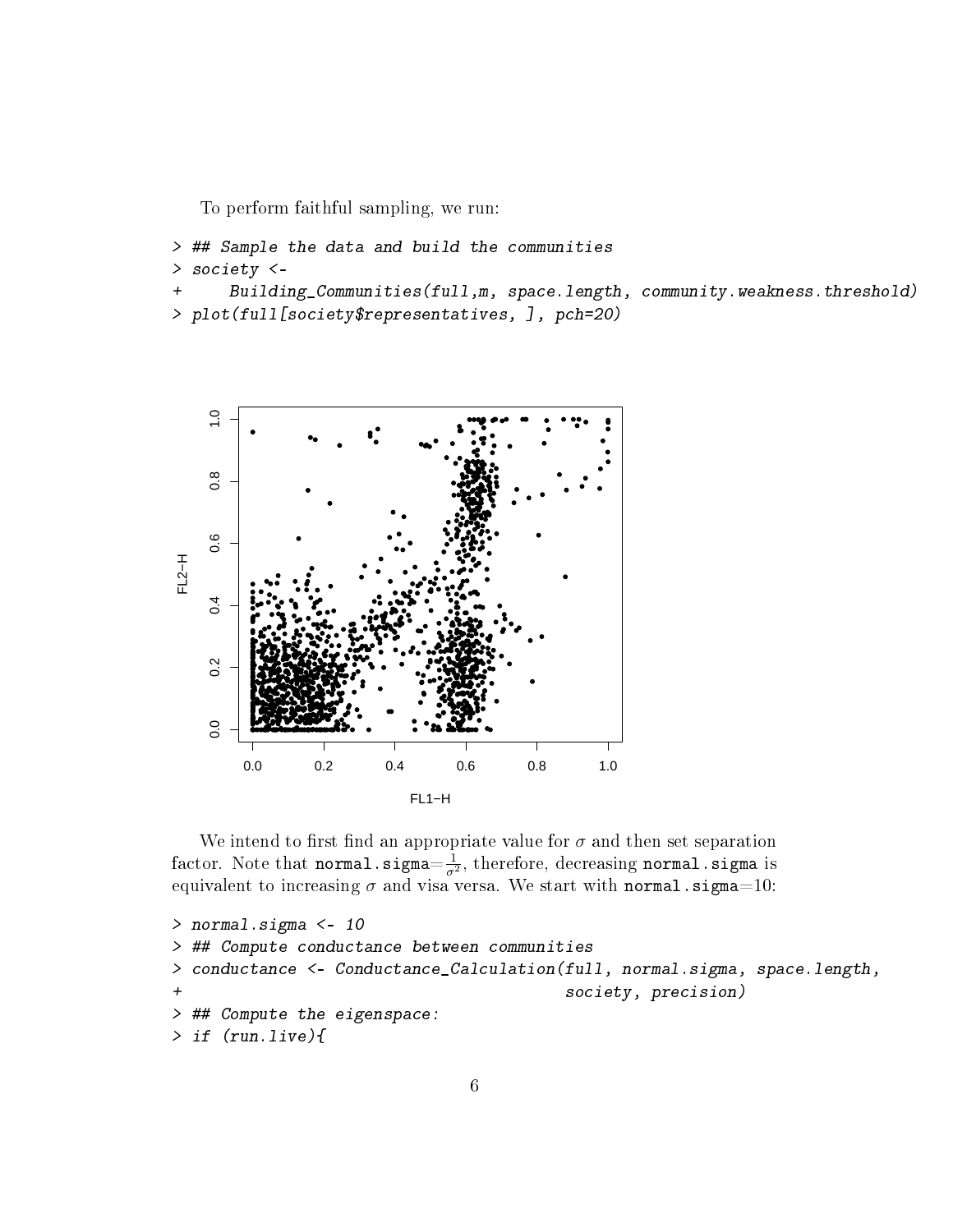To perform faithful sampling, we run:

```
> ## Sample the data and build the communities
> society <-
+     Building_Communities(full,m, space.length, community.weakness.threshold)
> plot(full[society$representatives, ], pch=20)
```

We intend to first find an appropriate value for $\sigma$ and then set separation factor. Note that `normal.sigma`$=\frac{1}{\sigma^2}$, therefore, decreasing `normal.sigma` is equivalent to increasing $\sigma$ and visa versa. We start with `normal.sigma`=10:

```
> normal.sigma <- 10
> ## Compute conductance between communities
> conductance <- Conductance_Calculation(full, normal.sigma, space.length,
+                                        society, precision)
> ## Compute the eigenspace:
> if (run.live){
```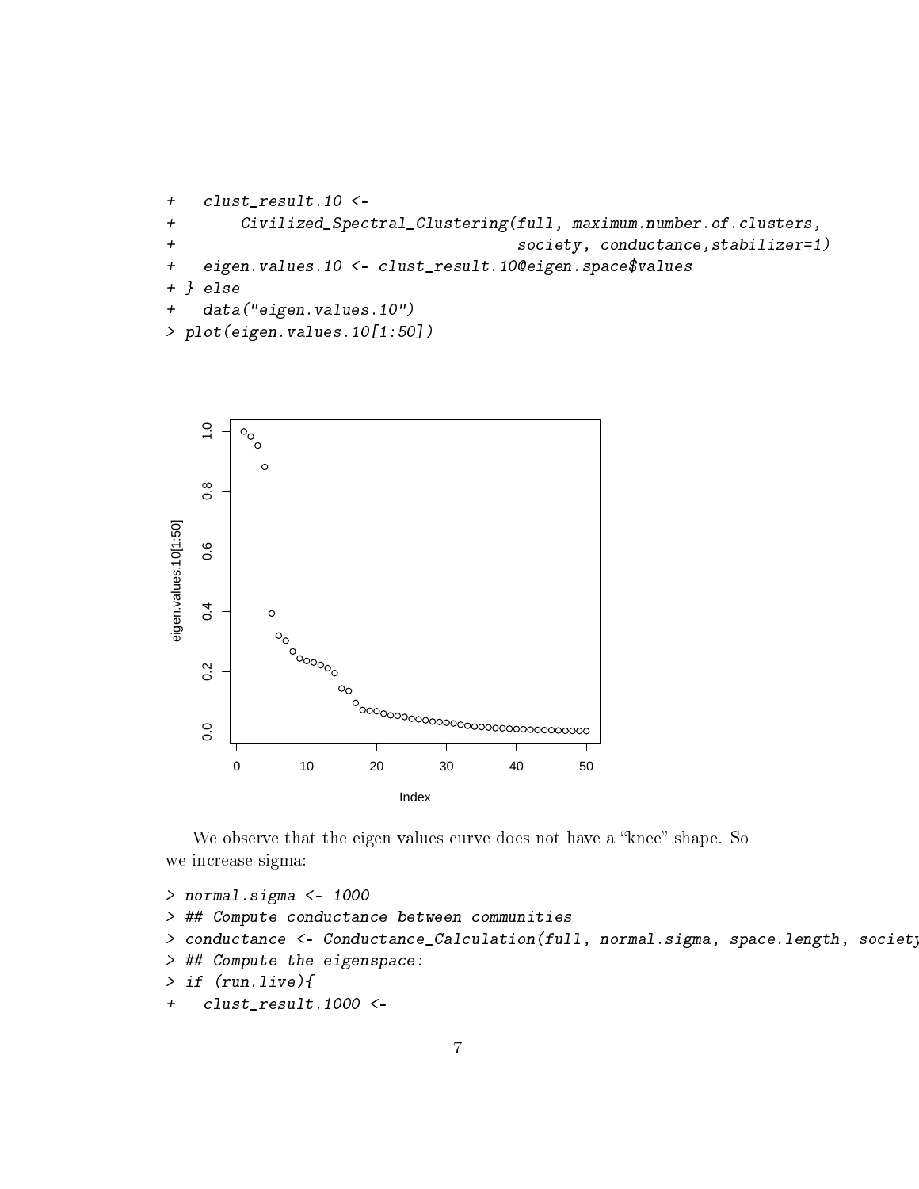```
+   clust_result.10 <-
+       Civilized_Spectral_Clustering(full, maximum.number.of.clusters,
+                                     society, conductance,stabilizer=1)
+   eigen.values.10 <- clust_result.10@eigen.space$values
+ } else
+   data("eigen.values.10")
> plot(eigen.values.10[1:50])
```

We observe that the eigen values curve does not have a "knee" shape. So we increase sigma:

```
> normal.sigma <- 1000
> ## Compute conductance between communities
> conductance <- Conductance_Calculation(full, normal.sigma, space.length, society
> ## Compute the eigenspace:
> if (run.live){
+   clust_result.1000 <-
```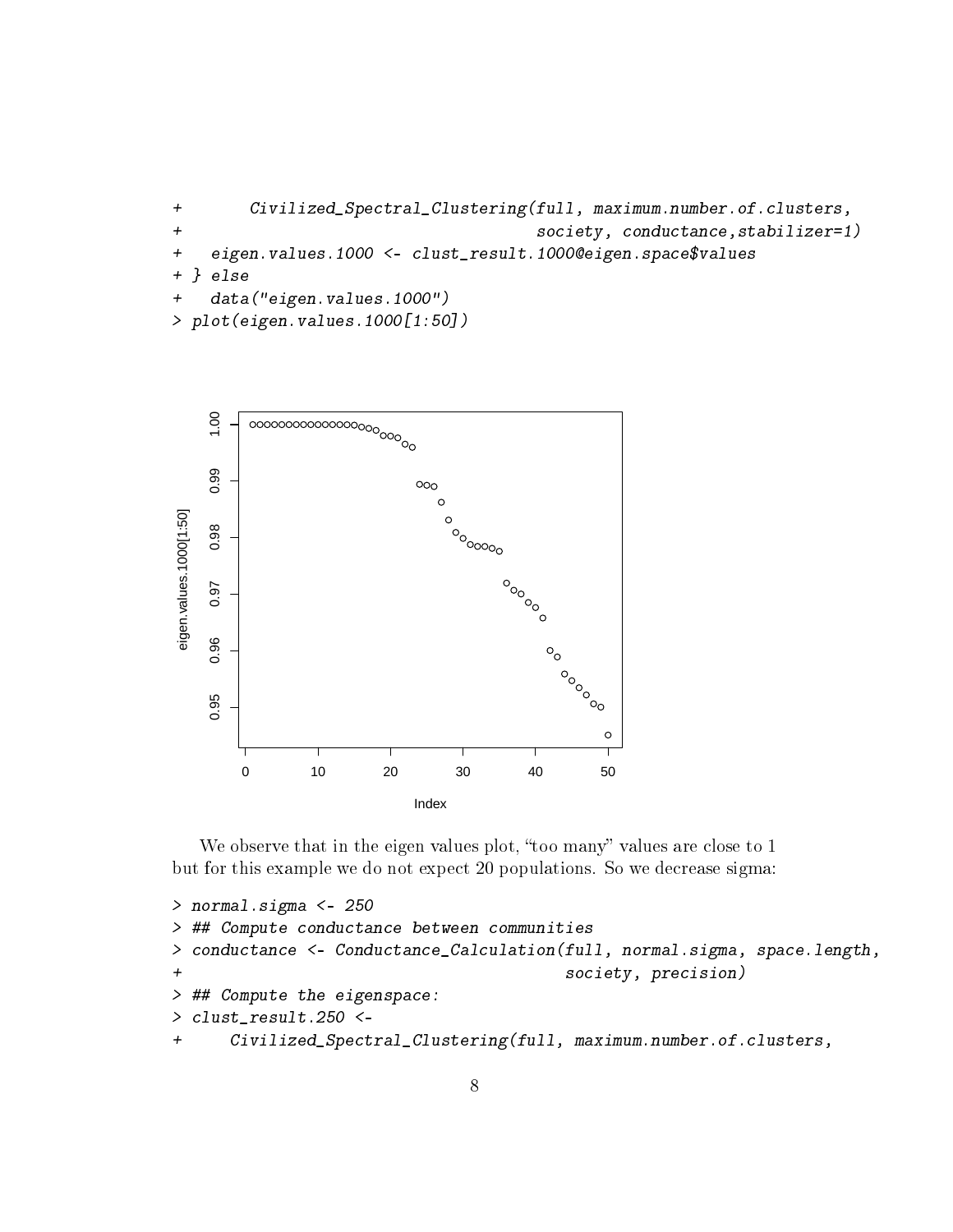```
+       Civilized_Spectral_Clustering(full, maximum.number.of.clusters,
+                                     society, conductance,stabilizer=1)
+   eigen.values.1000 <- clust_result.1000@eigen.space$values
+ } else
+   data("eigen.values.1000")
> plot(eigen.values.1000[1:50])
```

We observe that in the eigen values plot, "too many" values are close to 1 but for this example we do not expect 20 populations. So we decrease sigma:

```
> normal.sigma <- 250
> ## Compute conductance between communities
> conductance <- Conductance_Calculation(full, normal.sigma, space.length,
+                                        society, precision)
> ## Compute the eigenspace:
> clust_result.250 <-
+     Civilized_Spectral_Clustering(full, maximum.number.of.clusters,
```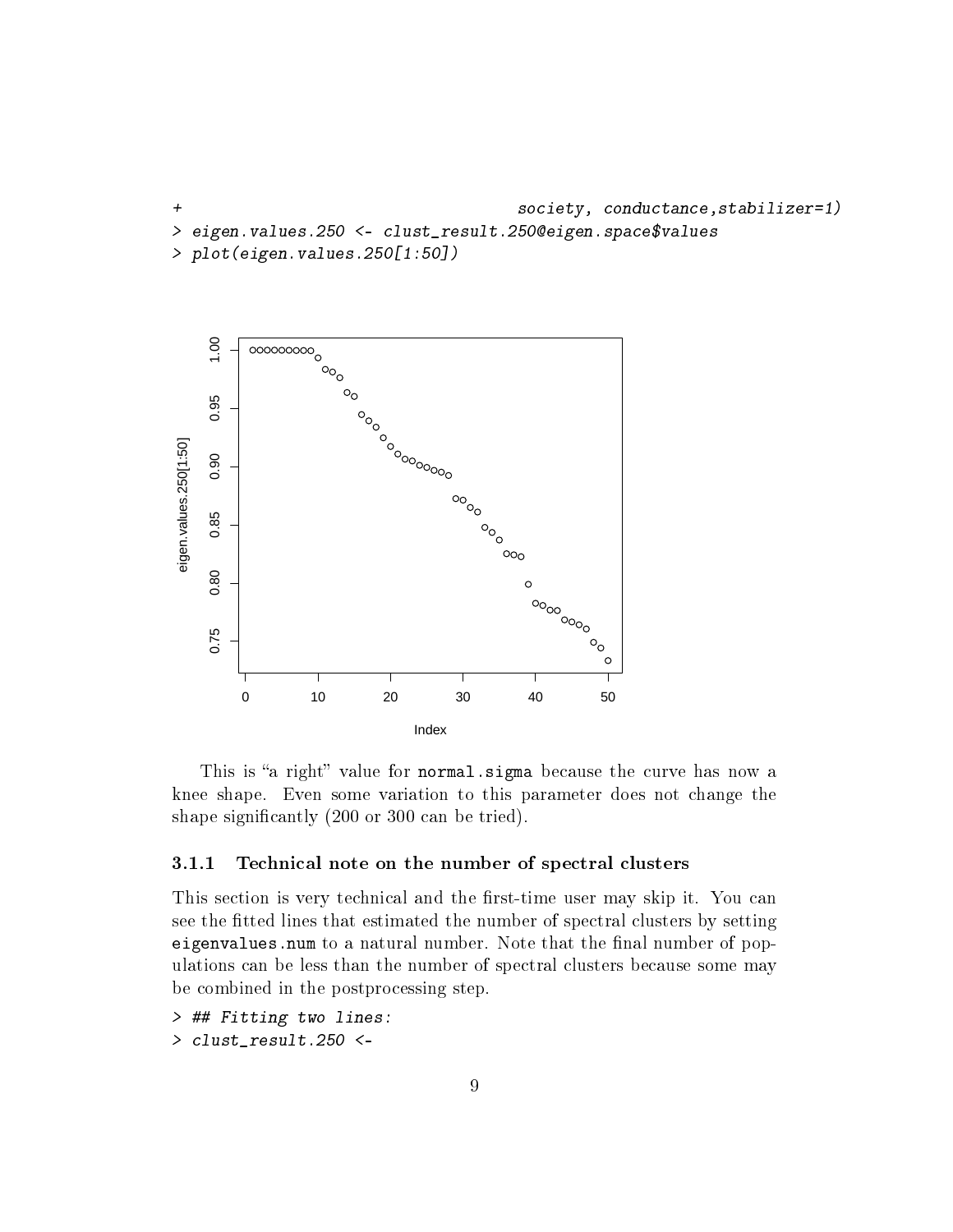```
+                                           society, conductance,stabilizer=1)
> eigen.values.250 <- clust_result.250@eigen.space$values
> plot(eigen.values.250[1:50])
```

This is "a right" value for normal.sigma because the curve has now a knee shape. Even some variation to this parameter does not change the shape significantly (200 or 300 can be tried).

### 3.1.1 Technical note on the number of spectral clusters

This section is very technical and the first-time user may skip it. You can see the fitted lines that estimated the number of spectral clusters by setting eigenvalues.num to a natural number. Note that the final number of populations can be less than the number of spectral clusters because some may be combined in the postprocessing step.

```
> ## Fitting two lines:
> clust_result.250 <-
```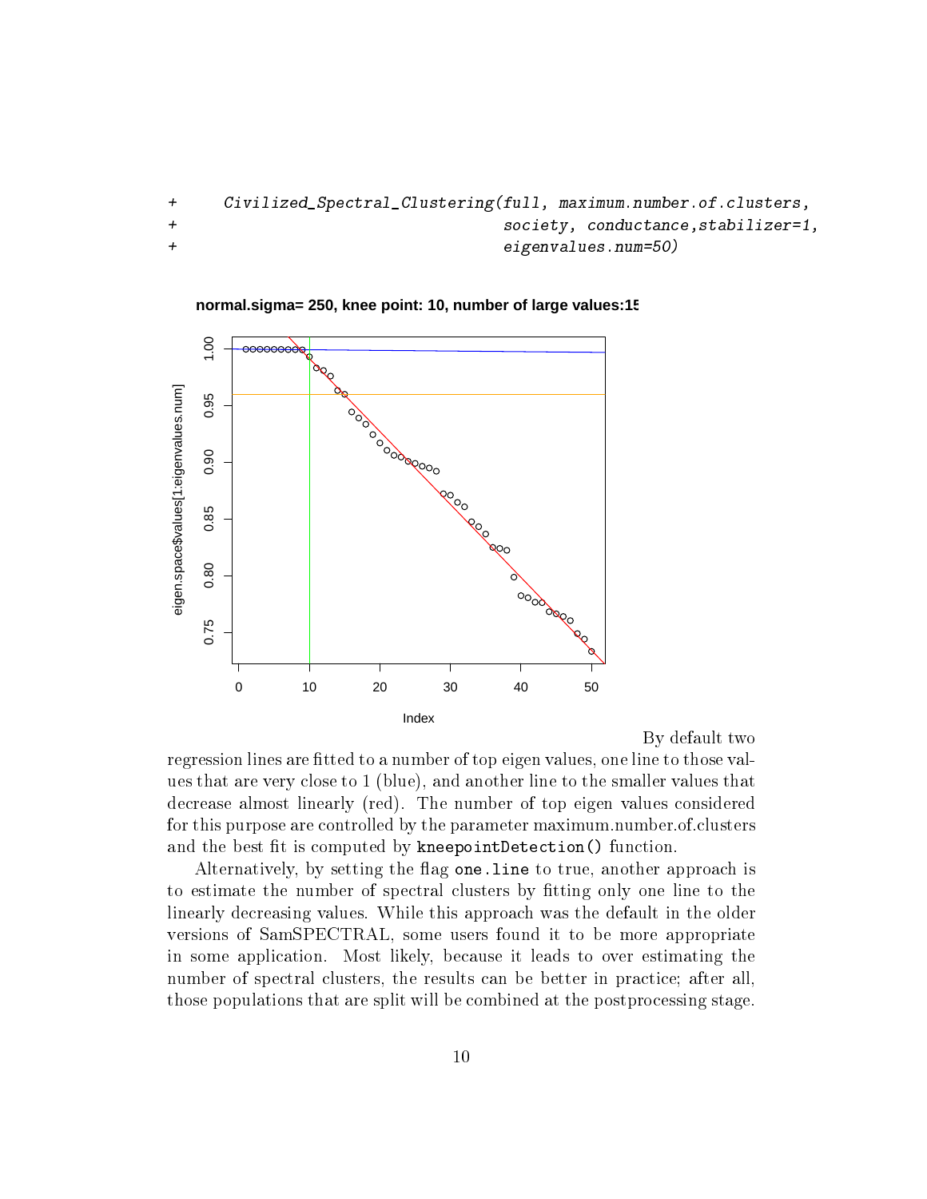```
+     Civilized_Spectral_Clustering(full, maximum.number.of.clusters,
+                                   society, conductance,stabilizer=1,
+                                   eigenvalues.num=50)
```

By default two regression lines are fitted to a number of top eigen values, one line to those values that are very close to 1 (blue), and another line to the smaller values that decrease almost linearly (red). The number of top eigen values considered for this purpose are controlled by the parameter maximum.number.of.clusters and the best fit is computed by `kneepointDetection()` function.

Alternatively, by setting the flag `one.line` to true, another approach is to estimate the number of spectral clusters by fitting only one line to the linearly decreasing values. While this approach was the default in the older versions of SamSPECTRAL, some users found it to be more appropriate in some application. Most likely, because it leads to over estimating the number of spectral clusters, the results can be better in practice; after all, those populations that are split will be combined at the postprocessing stage.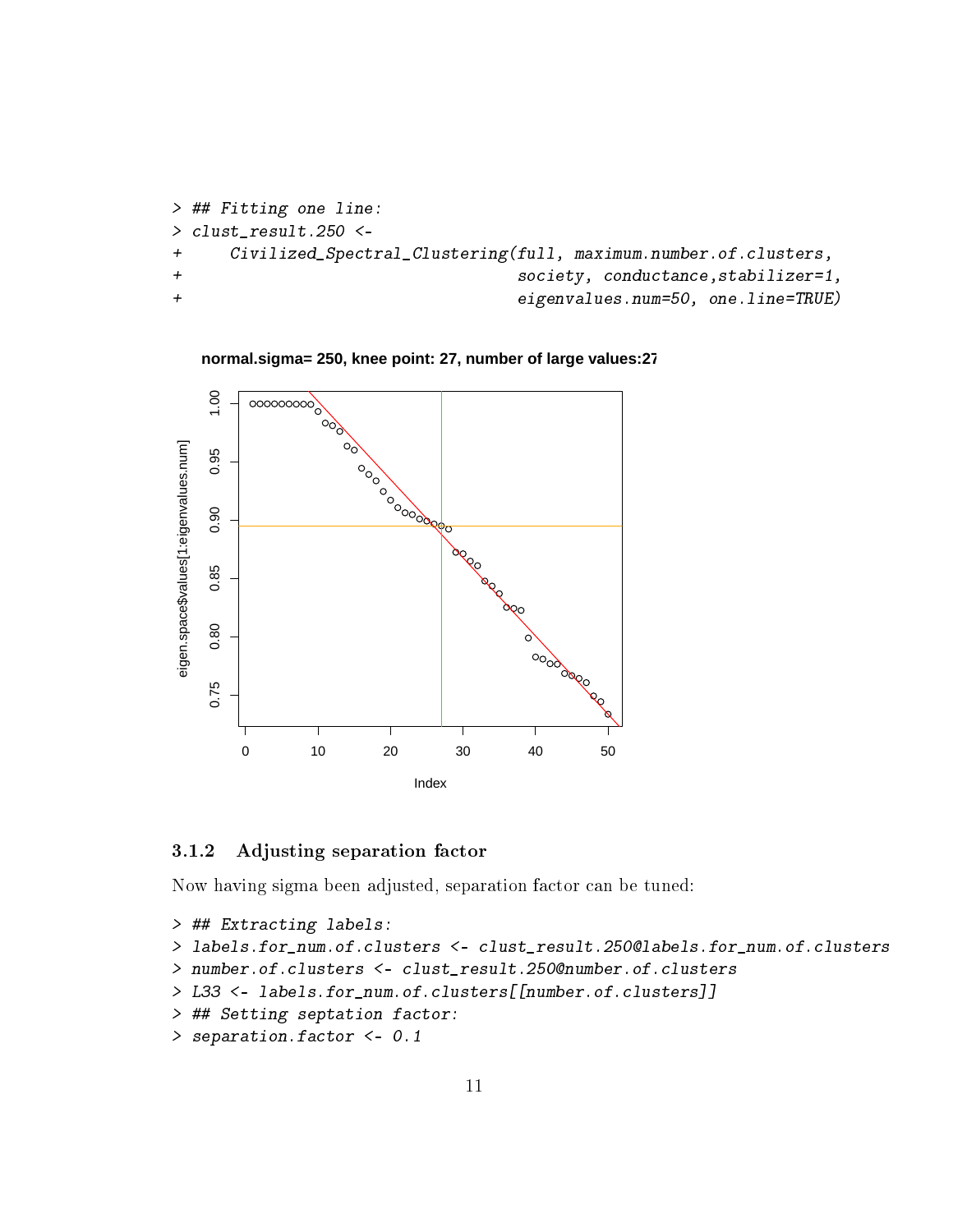```
> ## Fitting one line:
> clust_result.250 <-
+     Civilized_Spectral_Clustering(full, maximum.number.of.clusters,
+                                   society, conductance,stabilizer=1,
+                                   eigenvalues.num=50, one.line=TRUE)
```

### 3.1.2 Adjusting separation factor

Now having sigma been adjusted, separation factor can be tuned:

```
> ## Extracting labels:
> labels.for_num.of.clusters <- clust_result.250@labels.for_num.of.clusters
> number.of.clusters <- clust_result.250@number.of.clusters
> L33 <- labels.for_num.of.clusters[[number.of.clusters]]
> ## Setting septation factor:
> separation.factor <- 0.1
```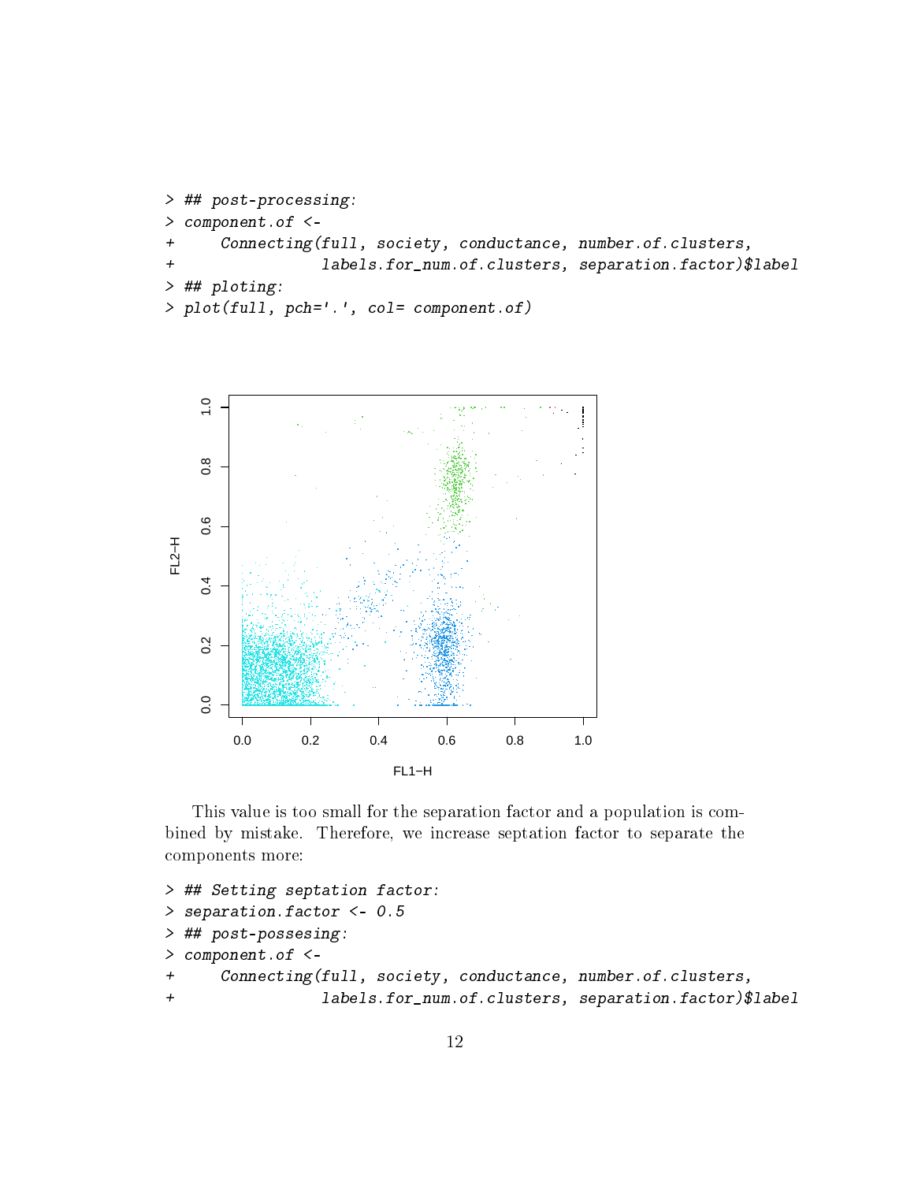```
> ## post-processing:
> component.of <-
+     Connecting(full, society, conductance, number.of.clusters,
+                labels.for_num.of.clusters, separation.factor)$label
> ## ploting:
> plot(full, pch='.', col= component.of)
```

This value is too small for the separation factor and a population is combined by mistake. Therefore, we increase septation factor to separate the components more:

```
> ## Setting septation factor:
> separation.factor <- 0.5
> ## post-possesing:
> component.of <-
+     Connecting(full, society, conductance, number.of.clusters,
+                labels.for_num.of.clusters, separation.factor)$label
```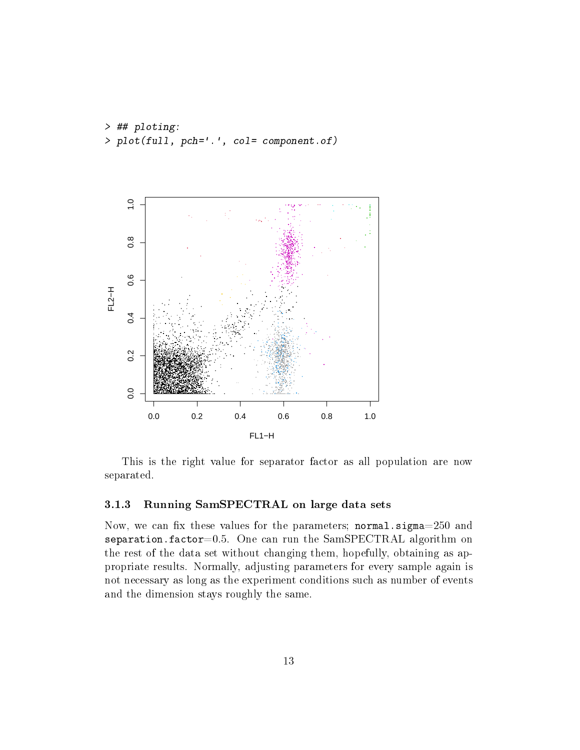```
> ## ploting:
> plot(full, pch='.', col= component.of)
```

This is the right value for separator factor as all population are now separated.

### 3.1.3 Running SamSPECTRAL on large data sets

Now, we can fix these values for the parameters; `normal.sigma`=250 and `separation.factor`=0.5. One can run the SamSPECTRAL algorithm on the rest of the data set without changing them, hopefully, obtaining as appropriate results. Normally, adjusting parameters for every sample again is not necessary as long as the experiment conditions such as number of events and the dimension stays roughly the same.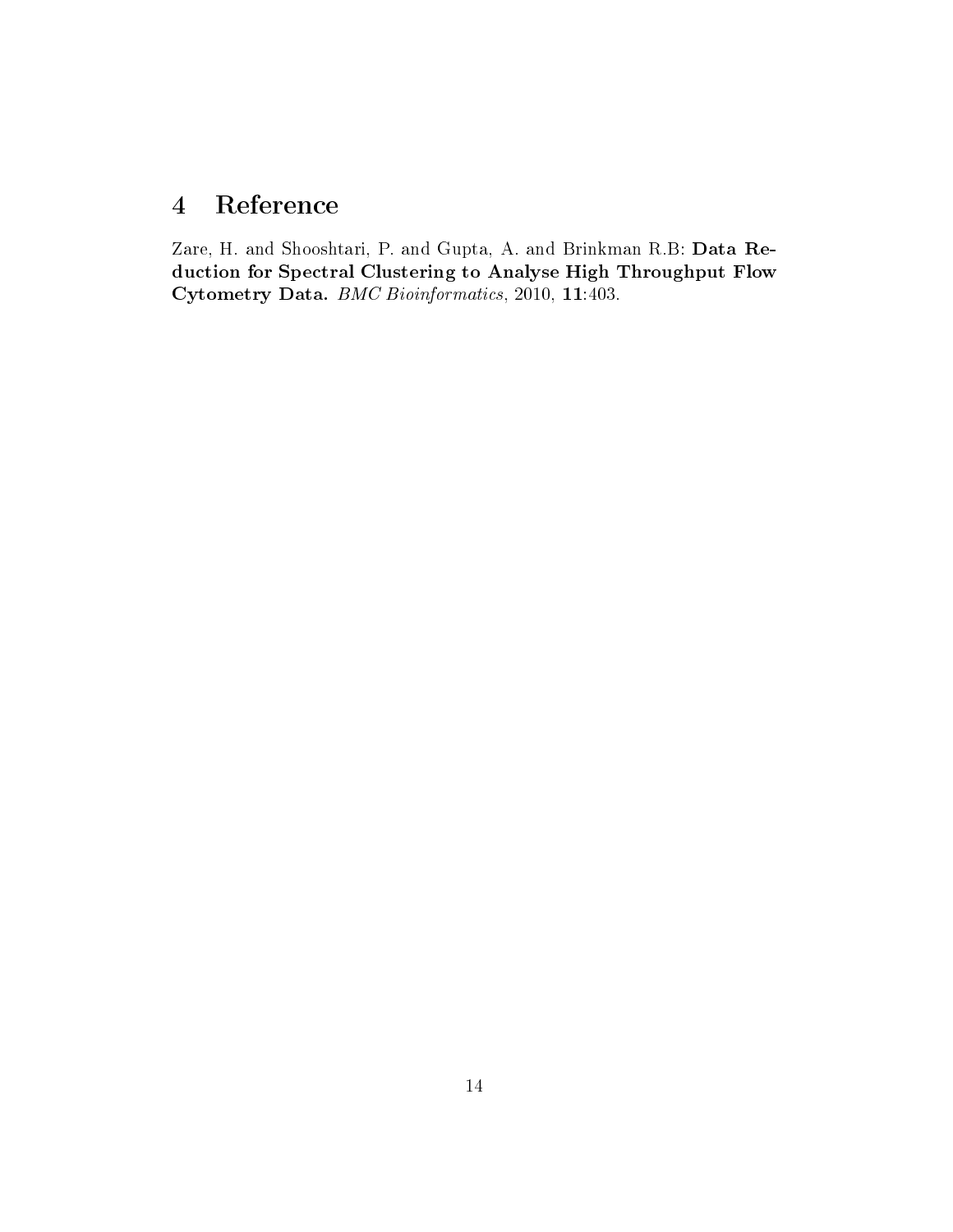# 4 Reference

Zare, H. and Shooshtari, P. and Gupta, A. and Brinkman R.B: **Data Reduction for Spectral Clustering to Analyse High Throughput Flow Cytometry Data.** *BMC Bioinformatics*, 2010, **11**:403.